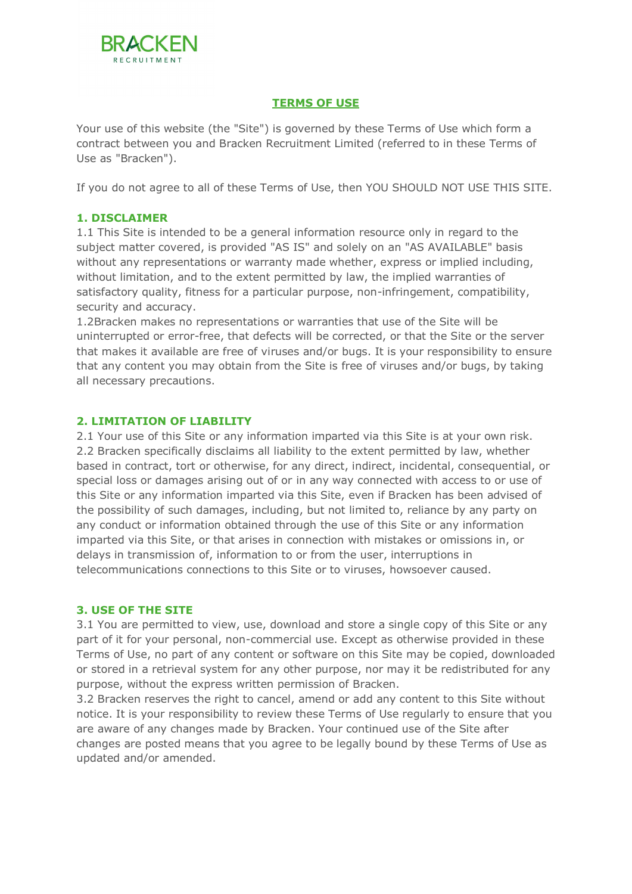BRACKEN
RECRUITMENT

# TERMS OF USE

Your use of this website (the "Site") is governed by these Terms of Use which form a contract between you and Bracken Recruitment Limited (referred to in these Terms of Use as "Bracken").

If you do not agree to all of these Terms of Use, then YOU SHOULD NOT USE THIS SITE.

## 1. DISCLAIMER

1.1 This Site is intended to be a general information resource only in regard to the subject matter covered, is provided "AS IS" and solely on an "AS AVAILABLE" basis without any representations or warranty made whether, express or implied including, without limitation, and to the extent permitted by law, the implied warranties of satisfactory quality, fitness for a particular purpose, non-infringement, compatibility, security and accuracy.

1.2Bracken makes no representations or warranties that use of the Site will be uninterrupted or error-free, that defects will be corrected, or that the Site or the server that makes it available are free of viruses and/or bugs. It is your responsibility to ensure that any content you may obtain from the Site is free of viruses and/or bugs, by taking all necessary precautions.

## 2. LIMITATION OF LIABILITY

2.1 Your use of this Site or any information imparted via this Site is at your own risk.

2.2 Bracken specifically disclaims all liability to the extent permitted by law, whether based in contract, tort or otherwise, for any direct, indirect, incidental, consequential, or special loss or damages arising out of or in any way connected with access to or use of this Site or any information imparted via this Site, even if Bracken has been advised of the possibility of such damages, including, but not limited to, reliance by any party on any conduct or information obtained through the use of this Site or any information imparted via this Site, or that arises in connection with mistakes or omissions in, or delays in transmission of, information to or from the user, interruptions in telecommunications connections to this Site or to viruses, howsoever caused.

## 3. USE OF THE SITE

3.1 You are permitted to view, use, download and store a single copy of this Site or any part of it for your personal, non-commercial use. Except as otherwise provided in these Terms of Use, no part of any content or software on this Site may be copied, downloaded or stored in a retrieval system for any other purpose, nor may it be redistributed for any purpose, without the express written permission of Bracken.

3.2 Bracken reserves the right to cancel, amend or add any content to this Site without notice. It is your responsibility to review these Terms of Use regularly to ensure that you are aware of any changes made by Bracken. Your continued use of the Site after changes are posted means that you agree to be legally bound by these Terms of Use as updated and/or amended.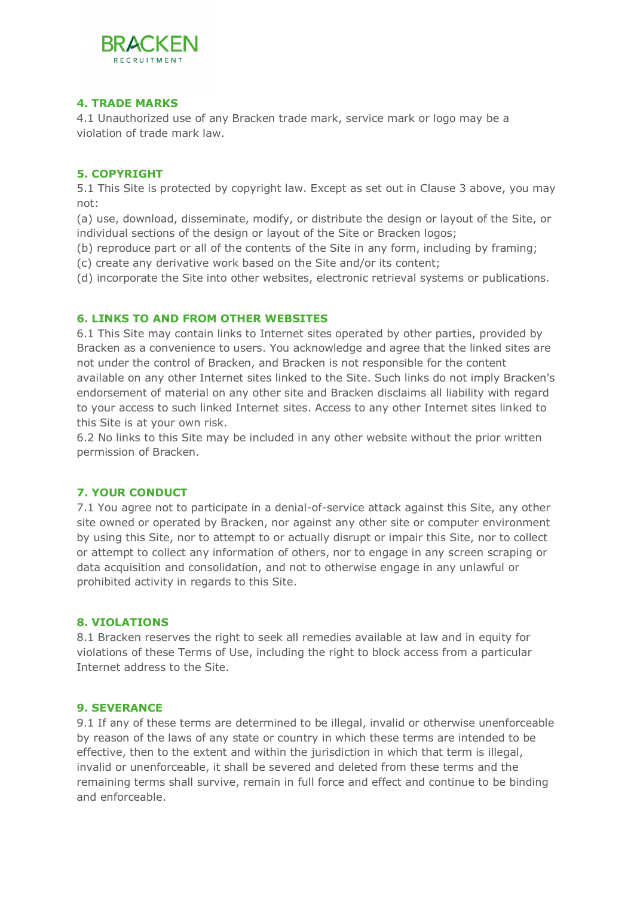## 4. TRADE MARKS

4.1 Unauthorized use of any Bracken trade mark, service mark or logo may be a violation of trade mark law.

## 5. COPYRIGHT

5.1 This Site is protected by copyright law. Except as set out in Clause 3 above, you may not:

(a) use, download, disseminate, modify, or distribute the design or layout of the Site, or individual sections of the design or layout of the Site or Bracken logos;

(b) reproduce part or all of the contents of the Site in any form, including by framing;

(c) create any derivative work based on the Site and/or its content;

(d) incorporate the Site into other websites, electronic retrieval systems or publications.

## 6. LINKS TO AND FROM OTHER WEBSITES

6.1 This Site may contain links to Internet sites operated by other parties, provided by Bracken as a convenience to users. You acknowledge and agree that the linked sites are not under the control of Bracken, and Bracken is not responsible for the content available on any other Internet sites linked to the Site. Such links do not imply Bracken's endorsement of material on any other site and Bracken disclaims all liability with regard to your access to such linked Internet sites. Access to any other Internet sites linked to this Site is at your own risk.

6.2 No links to this Site may be included in any other website without the prior written permission of Bracken.

## 7. YOUR CONDUCT

7.1 You agree not to participate in a denial-of-service attack against this Site, any other site owned or operated by Bracken, nor against any other site or computer environment by using this Site, nor to attempt to or actually disrupt or impair this Site, nor to collect or attempt to collect any information of others, nor to engage in any screen scraping or data acquisition and consolidation, and not to otherwise engage in any unlawful or prohibited activity in regards to this Site.

## 8. VIOLATIONS

8.1 Bracken reserves the right to seek all remedies available at law and in equity for violations of these Terms of Use, including the right to block access from a particular Internet address to the Site.

## 9. SEVERANCE

9.1 If any of these terms are determined to be illegal, invalid or otherwise unenforceable by reason of the laws of any state or country in which these terms are intended to be effective, then to the extent and within the jurisdiction in which that term is illegal, invalid or unenforceable, it shall be severed and deleted from these terms and the remaining terms shall survive, remain in full force and effect and continue to be binding and enforceable.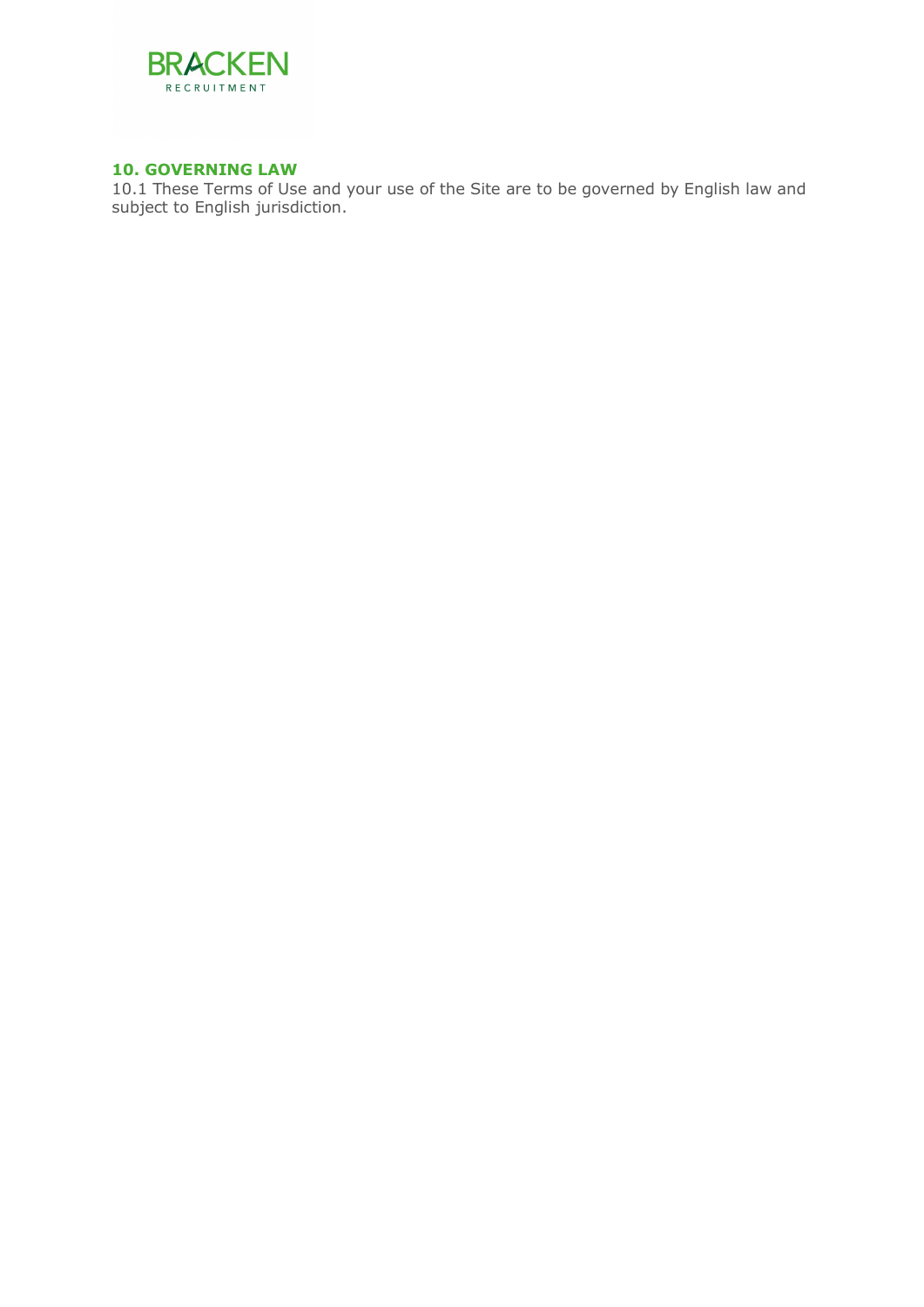## 10. GOVERNING LAW

10.1 These Terms of Use and your use of the Site are to be governed by English law and subject to English jurisdiction.